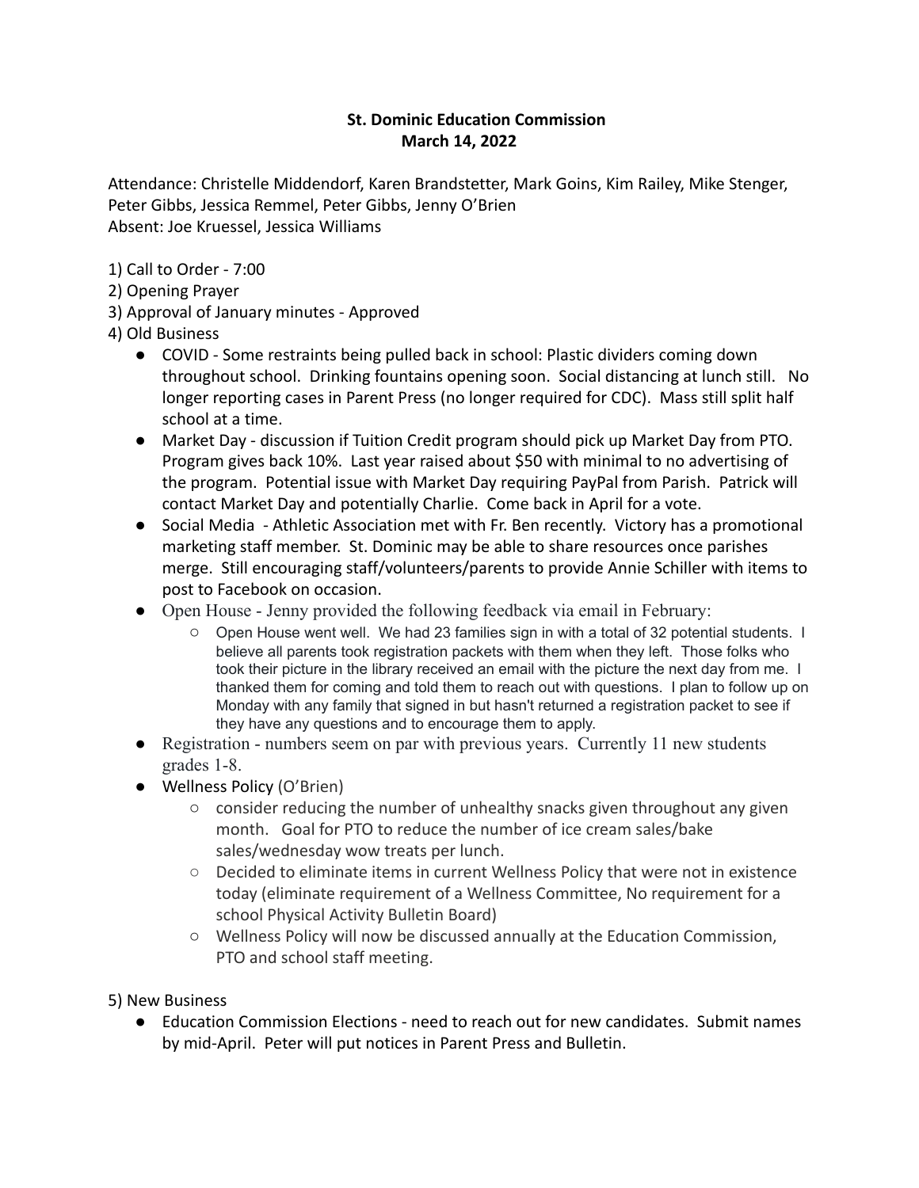**St. Dominic Education Commission**
**March 14, 2022**

Attendance: Christelle Middendorf, Karen Brandstetter, Mark Goins, Kim Railey, Mike Stenger, Peter Gibbs, Jessica Remmel, Peter Gibbs, Jenny O'Brien
Absent: Joe Kruessel, Jessica Williams

1) Call to Order - 7:00
2) Opening Prayer
3) Approval of January minutes - Approved
4) Old Business
   - COVID - Some restraints being pulled back in school: Plastic dividers coming down throughout school. Drinking fountains opening soon. Social distancing at lunch still. No longer reporting cases in Parent Press (no longer required for CDC). Mass still split half school at a time.
   - Market Day - discussion if Tuition Credit program should pick up Market Day from PTO. Program gives back 10%. Last year raised about $50 with minimal to no advertising of the program. Potential issue with Market Day requiring PayPal from Parish. Patrick will contact Market Day and potentially Charlie. Come back in April for a vote.
   - Social Media - Athletic Association met with Fr. Ben recently. Victory has a promotional marketing staff member. St. Dominic may be able to share resources once parishes merge. Still encouraging staff/volunteers/parents to provide Annie Schiller with items to post to Facebook on occasion.
   - Open House - Jenny provided the following feedback via email in February:
     - Open House went well. We had 23 families sign in with a total of 32 potential students. I believe all parents took registration packets with them when they left. Those folks who took their picture in the library received an email with the picture the next day from me. I thanked them for coming and told them to reach out with questions. I plan to follow up on Monday with any family that signed in but hasn't returned a registration packet to see if they have any questions and to encourage them to apply.
   - Registration - numbers seem on par with previous years. Currently 11 new students grades 1-8.
   - Wellness Policy (O'Brien)
     - consider reducing the number of unhealthy snacks given throughout any given month. Goal for PTO to reduce the number of ice cream sales/bake sales/wednesday wow treats per lunch.
     - Decided to eliminate items in current Wellness Policy that were not in existence today (eliminate requirement of a Wellness Committee, No requirement for a school Physical Activity Bulletin Board)
     - Wellness Policy will now be discussed annually at the Education Commission, PTO and school staff meeting.

5) New Business
   - Education Commission Elections - need to reach out for new candidates. Submit names by mid-April. Peter will put notices in Parent Press and Bulletin.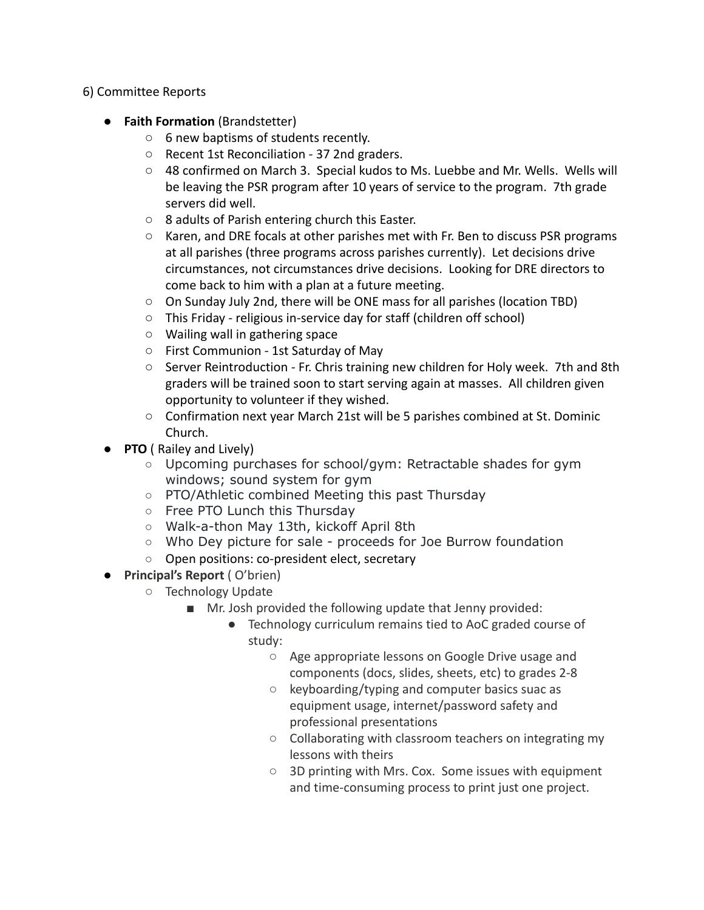6) Committee Reports

- **Faith Formation** (Brandstetter)
  - 6 new baptisms of students recently.
  - Recent 1st Reconciliation - 37 2nd graders.
  - 48 confirmed on March 3. Special kudos to Ms. Luebbe and Mr. Wells. Wells will be leaving the PSR program after 10 years of service to the program. 7th grade servers did well.
  - 8 adults of Parish entering church this Easter.
  - Karen, and DRE focals at other parishes met with Fr. Ben to discuss PSR programs at all parishes (three programs across parishes currently). Let decisions drive circumstances, not circumstances drive decisions. Looking for DRE directors to come back to him with a plan at a future meeting.
  - On Sunday July 2nd, there will be ONE mass for all parishes (location TBD)
  - This Friday - religious in-service day for staff (children off school)
  - Wailing wall in gathering space
  - First Communion - 1st Saturday of May
  - Server Reintroduction - Fr. Chris training new children for Holy week. 7th and 8th graders will be trained soon to start serving again at masses. All children given opportunity to volunteer if they wished.
  - Confirmation next year March 21st will be 5 parishes combined at St. Dominic Church.
- **PTO** ( Railey and Lively)
  - Upcoming purchases for school/gym: Retractable shades for gym windows; sound system for gym
  - PTO/Athletic combined Meeting this past Thursday
  - Free PTO Lunch this Thursday
  - Walk-a-thon May 13th, kickoff April 8th
  - Who Dey picture for sale - proceeds for Joe Burrow foundation
  - Open positions: co-president elect, secretary
- **Principal's Report** ( O'brien)
  - Technology Update
    - Mr. Josh provided the following update that Jenny provided:
      - Technology curriculum remains tied to AoC graded course of study:
        - Age appropriate lessons on Google Drive usage and components (docs, slides, sheets, etc) to grades 2-8
        - keyboarding/typing and computer basics suac as equipment usage, internet/password safety and professional presentations
        - Collaborating with classroom teachers on integrating my lessons with theirs
        - 3D printing with Mrs. Cox. Some issues with equipment and time-consuming process to print just one project.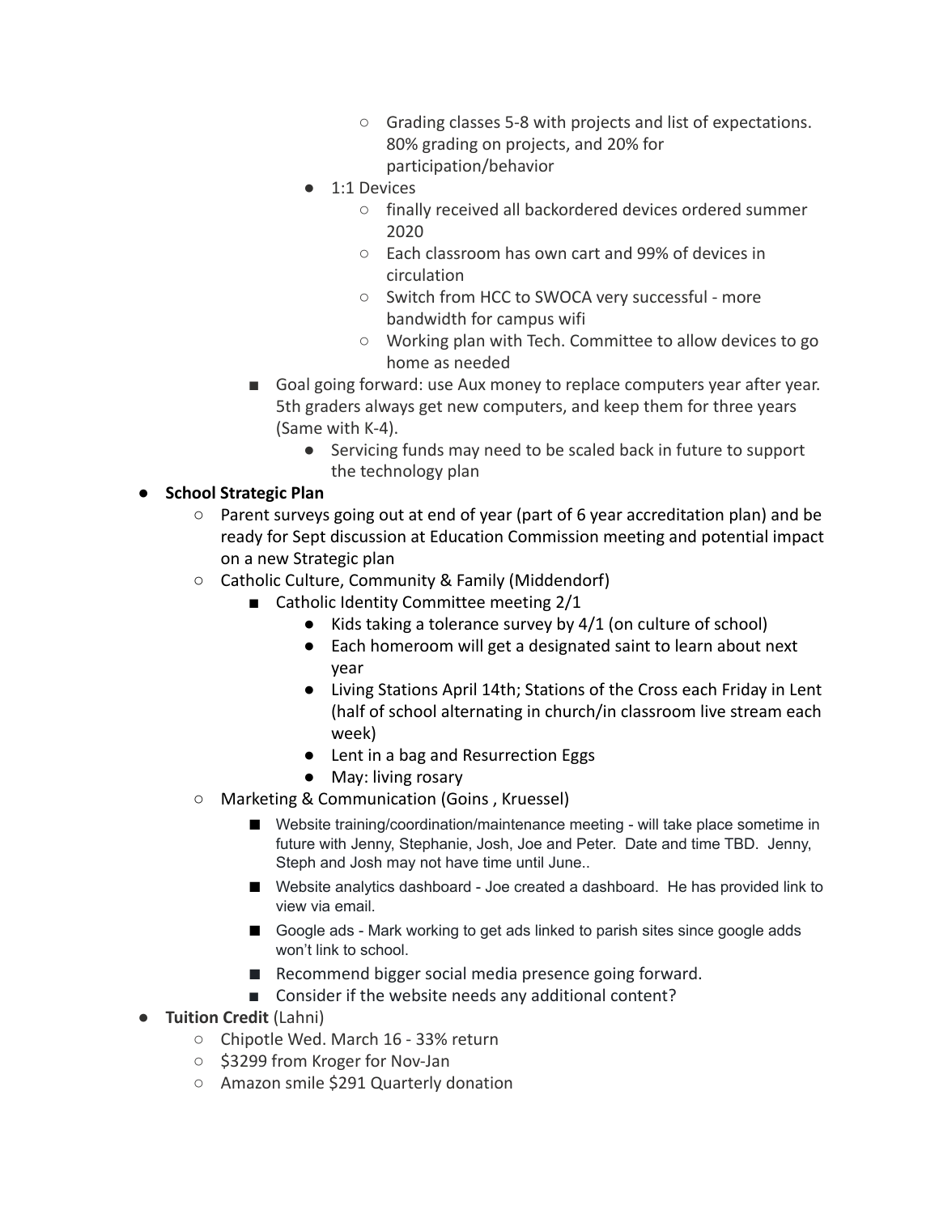- Grading classes 5-8 with projects and list of expectations. 80% grading on projects, and 20% for participation/behavior
      - 1:1 Devices
        - finally received all backordered devices ordered summer 2020
        - Each classroom has own cart and 99% of devices in circulation
        - Switch from HCC to SWOCA very successful - more bandwidth for campus wifi
        - Working plan with Tech. Committee to allow devices to go home as needed
    - Goal going forward: use Aux money to replace computers year after year. 5th graders always get new computers, and keep them for three years (Same with K-4).
      - Servicing funds may need to be scaled back in future to support the technology plan

- **School Strategic Plan**
  - Parent surveys going out at end of year (part of 6 year accreditation plan) and be ready for Sept discussion at Education Commission meeting and potential impact on a new Strategic plan
  - Catholic Culture, Community & Family (Middendorf)
    - Catholic Identity Committee meeting 2/1
      - Kids taking a tolerance survey by 4/1 (on culture of school)
      - Each homeroom will get a designated saint to learn about next year
      - Living Stations April 14th; Stations of the Cross each Friday in Lent (half of school alternating in church/in classroom live stream each week)
      - Lent in a bag and Resurrection Eggs
      - May: living rosary
  - Marketing & Communication (Goins , Kruessel)
    - Website training/coordination/maintenance meeting - will take place sometime in future with Jenny, Stephanie, Josh, Joe and Peter. Date and time TBD. Jenny, Steph and Josh may not have time until June..
    - Website analytics dashboard - Joe created a dashboard. He has provided link to view via email.
    - Google ads - Mark working to get ads linked to parish sites since google adds won't link to school.
    - Recommend bigger social media presence going forward.
    - Consider if the website needs any additional content?

- **Tuition Credit** (Lahni)
  - Chipotle Wed. March 16 - 33% return
  - $3299 from Kroger for Nov-Jan
  - Amazon smile $291 Quarterly donation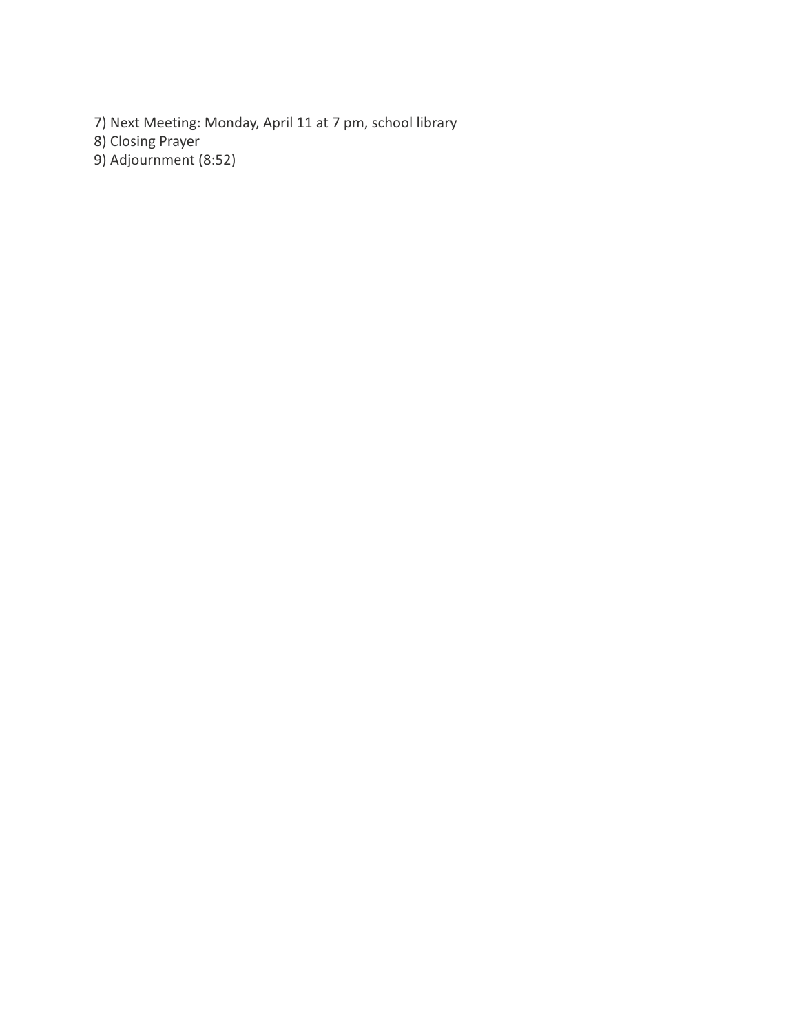7) Next Meeting: Monday, April 11 at 7 pm, school library
8) Closing Prayer
9) Adjournment (8:52)